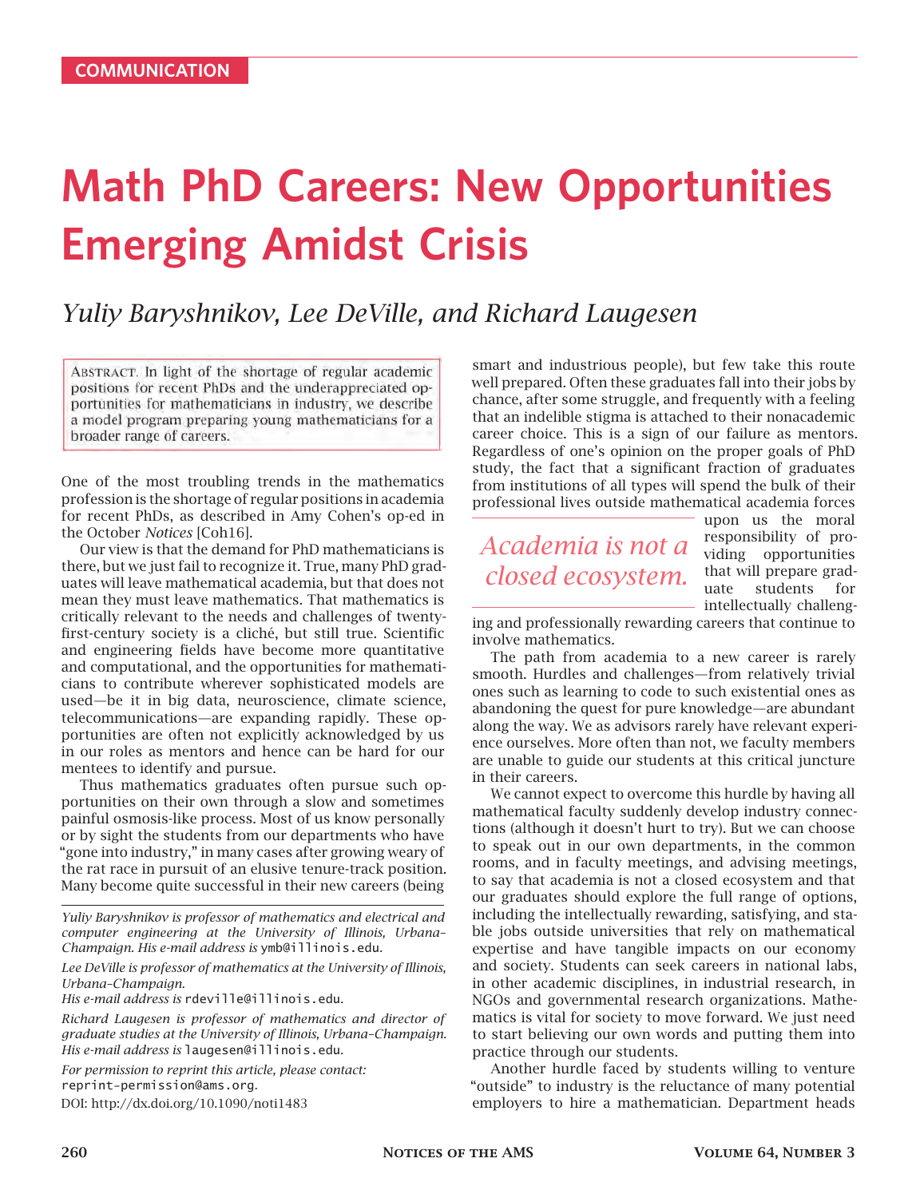COMMUNICATION

# Math PhD Careers: New Opportunities Emerging Amidst Crisis

*Yuliy Baryshnikov, Lee DeVille, and Richard Laugesen*

Abstract. In light of the shortage of regular academic positions for recent PhDs and the underappreciated opportunities for mathematicians in industry, we describe a model program preparing young mathematicians for a broader range of careers.

One of the most troubling trends in the mathematics profession is the shortage of regular positions in academia for recent PhDs, as described in Amy Cohen's op-ed in the October *Notices* [Coh16].

Our view is that the demand for PhD mathematicians is there, but we just fail to recognize it. True, many PhD graduates will leave mathematical academia, but that does not mean they must leave mathematics. That mathematics is critically relevant to the needs and challenges of twenty-first-century society is a cliché, but still true. Scientific and engineering fields have become more quantitative and computational, and the opportunities for mathematicians to contribute wherever sophisticated models are used—be it in big data, neuroscience, climate science, telecommunications—are expanding rapidly. These opportunities are often not explicitly acknowledged by us in our roles as mentors and hence can be hard for our mentees to identify and pursue.

Thus mathematics graduates often pursue such opportunities on their own through a slow and sometimes painful osmosis-like process. Most of us know personally or by sight the students from our departments who have "gone into industry," in many cases after growing weary of the rat race in pursuit of an elusive tenure-track position. Many become quite successful in their new careers (being smart and industrious people), but few take this route well prepared. Often these graduates fall into their jobs by chance, after some struggle, and frequently with a feeling that an indelible stigma is attached to their nonacademic career choice. This is a sign of our failure as mentors. Regardless of one's opinion on the proper goals of PhD study, the fact that a significant fraction of graduates from institutions of all types will spend the bulk of their professional lives outside mathematical academia forces upon us the moral responsibility of providing opportunities that will prepare graduate students for intellectually challenging and professionally rewarding careers that continue to involve mathematics.

*Academia is not a closed ecosystem.*

The path from academia to a new career is rarely smooth. Hurdles and challenges—from relatively trivial ones such as learning to code to such existential ones as abandoning the quest for pure knowledge—are abundant along the way. We as advisors rarely have relevant experience ourselves. More often than not, we faculty members are unable to guide our students at this critical juncture in their careers.

We cannot expect to overcome this hurdle by having all mathematical faculty suddenly develop industry connections (although it doesn't hurt to try). But we can choose to speak out in our own departments, in the common rooms, and in faculty meetings, and advising meetings, to say that academia is not a closed ecosystem and that our graduates should explore the full range of options, including the intellectually rewarding, satisfying, and stable jobs outside universities that rely on mathematical expertise and have tangible impacts on our economy and society. Students can seek careers in national labs, in other academic disciplines, in industrial research, in NGOs and governmental research organizations. Mathematics is vital for society to move forward. We just need to start believing our own words and putting them into practice through our students.

Another hurdle faced by students willing to venture "outside" to industry is the reluctance of many potential employers to hire a mathematician. Department heads

---

*Yuliy Baryshnikov is professor of mathematics and electrical and computer engineering at the University of Illinois, Urbana–Champaign. His e-mail address is* ymb@illinois.edu.

*Lee DeVille is professor of mathematics at the University of Illinois, Urbana–Champaign.*
*His e-mail address is* rdeville@illinois.edu.

*Richard Laugesen is professor of mathematics and director of graduate studies at the University of Illinois, Urbana–Champaign. His e-mail address is* laugesen@illinois.edu.

*For permission to reprint this article, please contact:* reprint-permission@ams.org.

DOI: http://dx.doi.org/10.1090/noti1483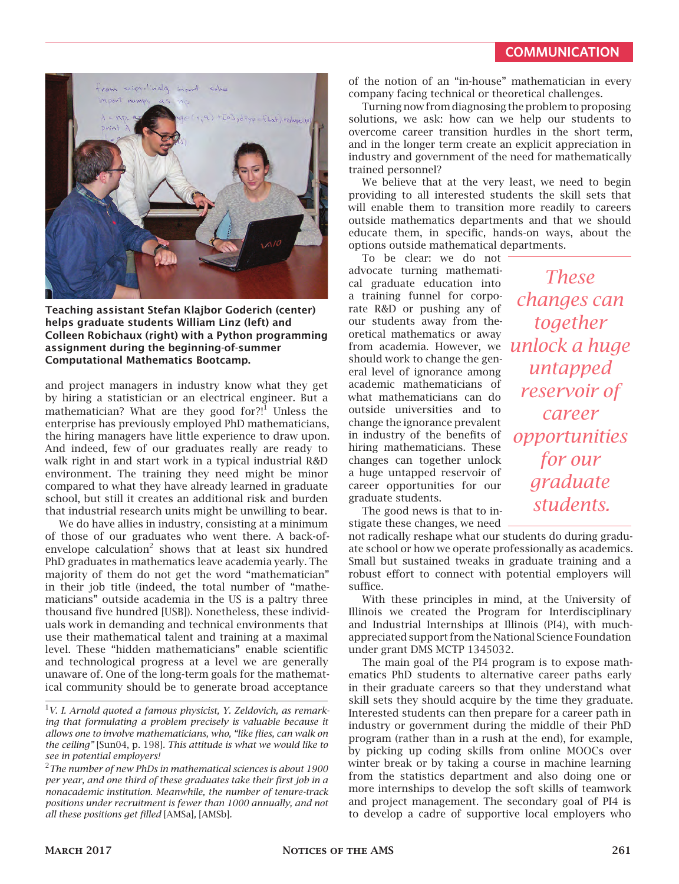**Teaching assistant Stefan Klajbor Goderich (center) helps graduate students William Linz (left) and Colleen Robichaux (right) with a Python programming assignment during the beginning-of-summer Computational Mathematics Bootcamp.**

and project managers in industry know what they get by hiring a statistician or an electrical engineer. But a mathematician? What are they good for?![1] Unless the enterprise has previously employed PhD mathematicians, the hiring managers have little experience to draw upon. And indeed, few of our graduates really are ready to walk right in and start work in a typical industrial R&D environment. The training they need might be minor compared to what they have already learned in graduate school, but still it creates an additional risk and burden that industrial research units might be unwilling to bear.

We do have allies in industry, consisting at a minimum of those of our graduates who went there. A back-of-envelope calculation[2] shows that at least six hundred PhD graduates in mathematics leave academia yearly. The majority of them do not get the word "mathematician" in their job title (indeed, the total number of "mathematicians" outside academia in the US is a paltry three thousand five hundred [USB]). Nonetheless, these individuals work in demanding and technical environments that use their mathematical talent and training at a maximal level. These "hidden mathematicians" enable scientific and technological progress at a level we are generally unaware of. One of the long-term goals for the mathematical community should be to generate broad acceptance of the notion of an "in-house" mathematician in every company facing technical or theoretical challenges.

Turning now from diagnosing the problem to proposing solutions, we ask: how can we help our students to overcome career transition hurdles in the short term, and in the longer term create an explicit appreciation in industry and government of the need for mathematically trained personnel?

We believe that at the very least, we need to begin providing to all interested students the skill sets that will enable them to transition more readily to careers outside mathematics departments and that we should educate them, in specific, hands-on ways, about the options outside mathematical departments.

To be clear: we do not advocate turning mathematical graduate education into a training funnel for corporate R&D or pushing any of our students away from theoretical mathematics or away from academia. However, we should work to change the general level of ignorance among academic mathematicians of what mathematicians can do outside universities and to change the ignorance prevalent in industry of the benefits of hiring mathematicians. These changes can together unlock a huge untapped reservoir of career opportunities for our graduate students.

*These changes can together unlock a huge untapped reservoir of career opportunities for our graduate students.*

The good news is that to instigate these changes, we need not radically reshape what our students do during graduate school or how we operate professionally as academics. Small but sustained tweaks in graduate training and a robust effort to connect with potential employers will suffice.

With these principles in mind, at the University of Illinois we created the Program for Interdisciplinary and Industrial Internships at Illinois (PI4), with much-appreciated support from the National Science Foundation under grant DMS MCTP 1345032.

The main goal of the PI4 program is to expose mathematics PhD students to alternative career paths early in their graduate careers so that they understand what skill sets they should acquire by the time they graduate. Interested students can then prepare for a career path in industry or government during the middle of their PhD program (rather than in a rush at the end), for example, by picking up coding skills from online MOOCs over winter break or by taking a course in machine learning from the statistics department and also doing one or more internships to develop the soft skills of teamwork and project management. The secondary goal of PI4 is to develop a cadre of supportive local employers who

---

[1] *V. I. Arnold quoted a famous physicist, Y. Zeldovich, as remarking that formulating a problem precisely is valuable because it allows one to involve mathematicians, who, "like flies, can walk on the ceiling"* [Sun04, p. 198]. *This attitude is what we would like to see in potential employers!*

[2] *The number of new PhDs in mathematical sciences is about 1900 per year, and one third of these graduates take their first job in a nonacademic institution. Meanwhile, the number of tenure-track positions under recruitment is fewer than 1000 annually, and not all these positions get filled* [AMSa], [AMSb].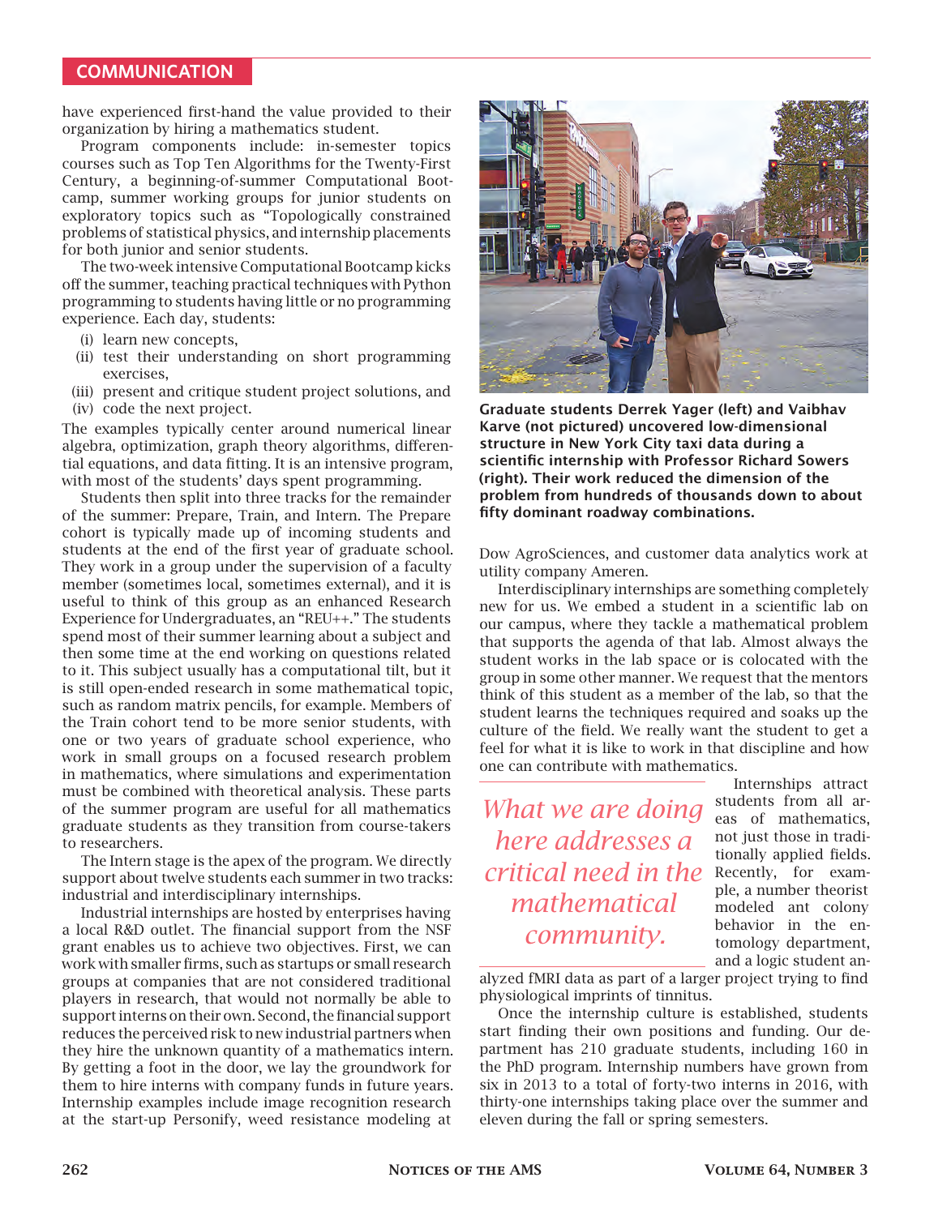have experienced first-hand the value provided to their organization by hiring a mathematics student.

Program components include: in-semester topics courses such as Top Ten Algorithms for the Twenty-First Century, a beginning-of-summer Computational Bootcamp, summer working groups for junior students on exploratory topics such as "Topologically constrained problems of statistical physics, and internship placements for both junior and senior students.

The two-week intensive Computational Bootcamp kicks off the summer, teaching practical techniques with Python programming to students having little or no programming experience. Each day, students:

(i) learn new concepts,
(ii) test their understanding on short programming exercises,
(iii) present and critique student project solutions, and
(iv) code the next project.

The examples typically center around numerical linear algebra, optimization, graph theory algorithms, differential equations, and data fitting. It is an intensive program, with most of the students' days spent programming.

Students then split into three tracks for the remainder of the summer: Prepare, Train, and Intern. The Prepare cohort is typically made up of incoming students and students at the end of the first year of graduate school. They work in a group under the supervision of a faculty member (sometimes local, sometimes external), and it is useful to think of this group as an enhanced Research Experience for Undergraduates, an "REU++." The students spend most of their summer learning about a subject and then some time at the end working on questions related to it. This subject usually has a computational tilt, but it is still open-ended research in some mathematical topic, such as random matrix pencils, for example. Members of the Train cohort tend to be more senior students, with one or two years of graduate school experience, who work in small groups on a focused research problem in mathematics, where simulations and experimentation must be combined with theoretical analysis. These parts of the summer program are useful for all mathematics graduate students as they transition from course-takers to researchers.

The Intern stage is the apex of the program. We directly support about twelve students each summer in two tracks: industrial and interdisciplinary internships.

Industrial internships are hosted by enterprises having a local R&D outlet. The financial support from the NSF grant enables us to achieve two objectives. First, we can work with smaller firms, such as startups or small research groups at companies that are not considered traditional players in research, that would not normally be able to support interns on their own. Second, the financial support reduces the perceived risk to new industrial partners when they hire the unknown quantity of a mathematics intern. By getting a foot in the door, we lay the groundwork for them to hire interns with company funds in future years. Internship examples include image recognition research at the start-up Personify, weed resistance modeling at Dow AgroSciences, and customer data analytics work at utility company Ameren.

**Graduate students Derrek Yager (left) and Vaibhav Karve (not pictured) uncovered low-dimensional structure in New York City taxi data during a scientific internship with Professor Richard Sowers (right). Their work reduced the dimension of the problem from hundreds of thousands down to about fifty dominant roadway combinations.**

Interdisciplinary internships are something completely new for us. We embed a student in a scientific lab on our campus, where they tackle a mathematical problem that supports the agenda of that lab. Almost always the student works in the lab space or is colocated with the group in some other manner. We request that the mentors think of this student as a member of the lab, so that the student learns the techniques required and soaks up the culture of the field. We really want the student to get a feel for what it is like to work in that discipline and how one can contribute with mathematics.

*What we are doing here addresses a critical need in the mathematical community.*

Internships attract students from all areas of mathematics, not just those in traditionally applied fields. Recently, for example, a number theorist modeled ant colony behavior in the entomology department, and a logic student analyzed fMRI data as part of a larger project trying to find physiological imprints of tinnitus.

Once the internship culture is established, students start finding their own positions and funding. Our department has 210 graduate students, including 160 in the PhD program. Internship numbers have grown from six in 2013 to a total of forty-two interns in 2016, with thirty-one internships taking place over the summer and eleven during the fall or spring semesters.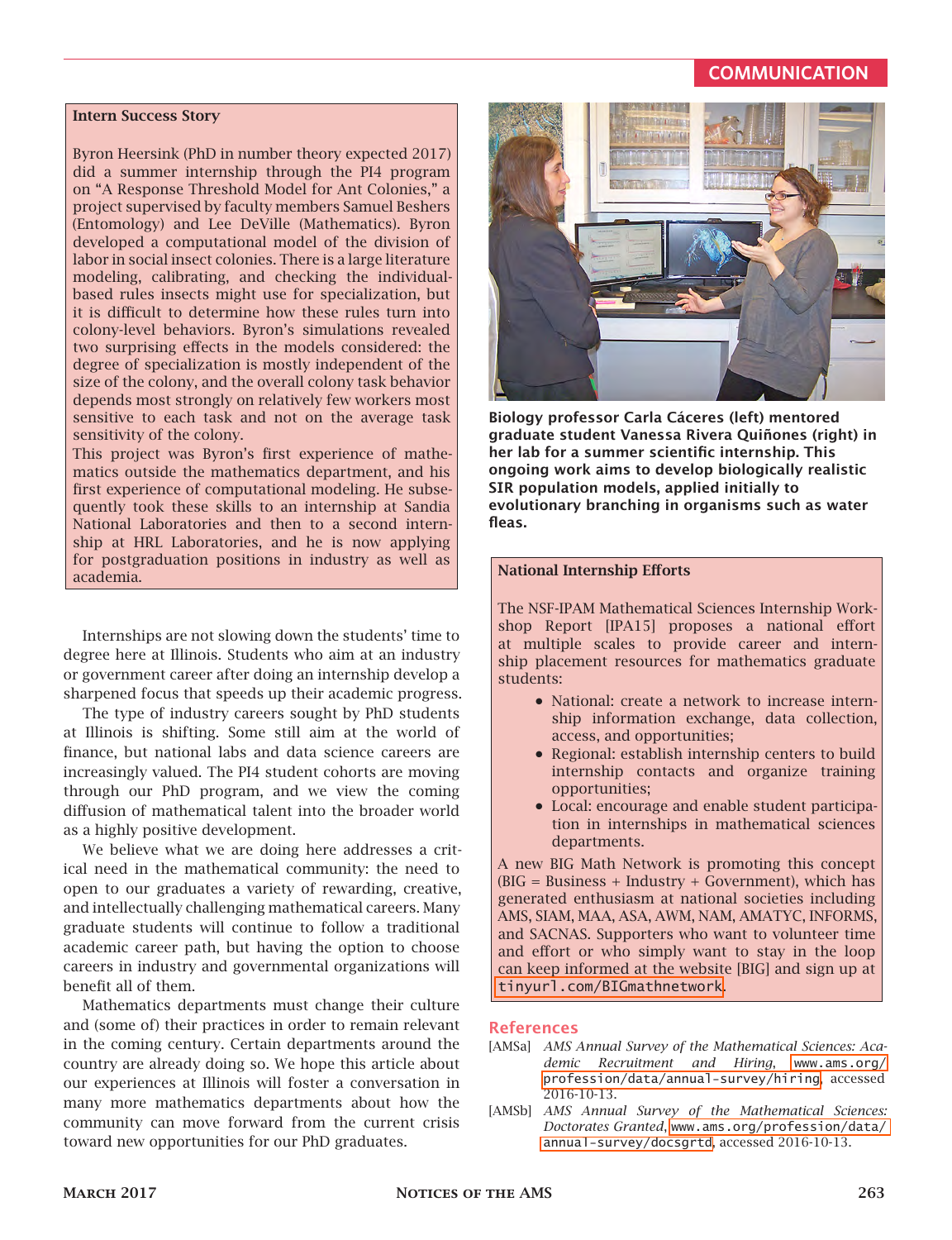### Intern Success Story

Byron Heersink (PhD in number theory expected 2017) did a summer internship through the PI4 program on "A Response Threshold Model for Ant Colonies," a project supervised by faculty members Samuel Beshers (Entomology) and Lee DeVille (Mathematics). Byron developed a computational model of the division of labor in social insect colonies. There is a large literature modeling, calibrating, and checking the individual-based rules insects might use for specialization, but it is difficult to determine how these rules turn into colony-level behaviors. Byron's simulations revealed two surprising effects in the models considered: the degree of specialization is mostly independent of the size of the colony, and the overall colony task behavior depends most strongly on relatively few workers most sensitive to each task and not on the average task sensitivity of the colony.

This project was Byron's first experience of mathematics outside the mathematics department, and his first experience of computational modeling. He subsequently took these skills to an internship at Sandia National Laboratories and then to a second internship at HRL Laboratories, and he is now applying for postgraduation positions in industry as well as academia.

Internships are not slowing down the students' time to degree here at Illinois. Students who aim at an industry or government career after doing an internship develop a sharpened focus that speeds up their academic progress.

The type of industry careers sought by PhD students at Illinois is shifting. Some still aim at the world of finance, but national labs and data science careers are increasingly valued. The PI4 student cohorts are moving through our PhD program, and we view the coming diffusion of mathematical talent into the broader world as a highly positive development.

We believe what we are doing here addresses a critical need in the mathematical community: the need to open to our graduates a variety of rewarding, creative, and intellectually challenging mathematical careers. Many graduate students will continue to follow a traditional academic career path, but having the option to choose careers in industry and governmental organizations will benefit all of them.

Mathematics departments must change their culture and (some of) their practices in order to remain relevant in the coming century. Certain departments around the country are already doing so. We hope this article about our experiences at Illinois will foster a conversation in many more mathematics departments about how the community can move forward from the current crisis toward new opportunities for our PhD graduates.

**Biology professor Carla Cáceres (left) mentored graduate student Vanessa Rivera Quiñones (right) in her lab for a summer scientific internship. This ongoing work aims to develop biologically realistic SIR population models, applied initially to evolutionary branching in organisms such as water fleas.**

### National Internship Efforts

The NSF-IPAM Mathematical Sciences Internship Workshop Report [IPA15] proposes a national effort at multiple scales to provide career and internship placement resources for mathematics graduate students:

- National: create a network to increase internship information exchange, data collection, access, and opportunities;
- Regional: establish internship centers to build internship contacts and organize training opportunities;
- Local: encourage and enable student participation in internships in mathematical sciences departments.

A new BIG Math Network is promoting this concept (BIG = Business + Industry + Government), which has generated enthusiasm at national societies including AMS, SIAM, MAA, ASA, AWM, NAM, AMATYC, INFORMS, and SACNAS. Supporters who want to volunteer time and effort or who simply want to stay in the loop can keep informed at the website [BIG] and sign up at tinyurl.com/BIGmathnetwork.

## References

[AMSa] *AMS Annual Survey of the Mathematical Sciences: Academic Recruitment and Hiring*, www.ams.org/profession/data/annual-survey/hiring, accessed 2016-10-13.

[AMSb] *AMS Annual Survey of the Mathematical Sciences: Doctorates Granted*, www.ams.org/profession/data/annual-survey/docsgrtd, accessed 2016-10-13.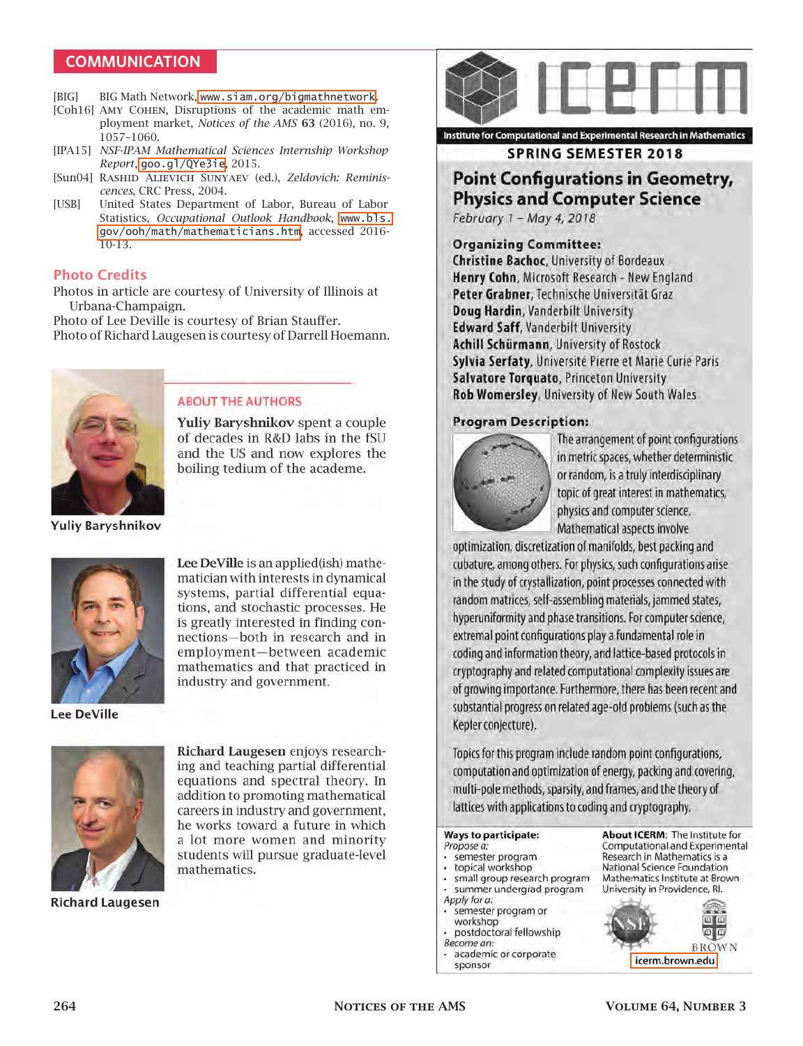[BIG] BIG Math Network, www.siam.org/bigmathnetwork.

[Coh16] Amy Cohen, Disruptions of the academic math employment market, *Notices of the AMS* **63** (2016), no. 9, 1057–1060.

[IPA15] *NSF-IPAM Mathematical Sciences Internship Workshop Report*, goo.gl/QYe3ie, 2015.

[Sun04] Rashid Alievich Sunyaev (ed.), *Zeldovich: Reminiscences*, CRC Press, 2004.

[USB] United States Department of Labor, Bureau of Labor Statistics, *Occupational Outlook Handbook*, www.bls.gov/ooh/math/mathematicians.htm, accessed 2016-10-13.

## Photo Credits

Photos in article are courtesy of University of Illinois at Urbana-Champaign.

Photo of Lee Deville is courtesy of Brian Stauffer.

Photo of Richard Laugesen is courtesy of Darrell Hoemann.

## ABOUT THE AUTHORS

Yuliy Baryshnikov

**Yuliy Baryshnikov** spent a couple of decades in R&D labs in the fSU and the US and now explores the boiling tedium of the academe.

Lee DeVille

**Lee DeVille** is an applied(ish) mathematician with interests in dynamical systems, partial differential equations, and stochastic processes. He is greatly interested in finding connections—both in research and in employment—between academic mathematics and that practiced in industry and government.

Richard Laugesen

**Richard Laugesen** enjoys researching and teaching partial differential equations and spectral theory. In addition to promoting mathematical careers in industry and government, he works toward a future in which a lot more women and minority students will pursue graduate-level mathematics.

---

ICERM

Institute for Computational and Experimental Research in Mathematics

**SPRING SEMESTER 2018**

## Point Configurations in Geometry, Physics and Computer Science

*February 1 – May 4, 2018*

**Organizing Committee:**

**Christine Bachoc**, University of Bordeaux
**Henry Cohn**, Microsoft Research - New England
**Peter Grabner**, Technische Universität Graz
**Doug Hardin**, Vanderbilt University
**Edward Saff**, Vanderbilt University
**Achill Schürmann**, University of Rostock
**Sylvia Serfaty**, Université Pierre et Marie Curie Paris
**Salvatore Torquato**, Princeton University
**Rob Womersley**, University of New South Wales

**Program Description:**

The arrangement of point configurations in metric spaces, whether deterministic or random, is a truly interdisciplinary topic of great interest in mathematics, physics and computer science. Mathematical aspects involve optimization, discretization of manifolds, best packing and cubature, among others. For physics, such configurations arise in the study of crystallization, point processes connected with random matrices, self-assembling materials, jammed states, hyperuniformity and phase transitions. For computer science, extremal point configurations play a fundamental role in coding and information theory, and lattice-based protocols in cryptography and related computational complexity issues are of growing importance. Furthermore, there has been recent and substantial progress on related age-old problems (such as the Kepler conjecture).

Topics for this program include random point configurations, computation and optimization of energy, packing and covering, multi-pole methods, sparsity, and frames, and the theory of lattices with applications to coding and cryptography.

**Ways to participate:**

*Propose a:*

- semester program
- topical workshop
- small group research program
- summer undergrad program

*Apply for a:*

- semester program or workshop
- postdoctoral fellowship

*Become an:*

- academic or corporate sponsor

**About ICERM**: The Institute for Computational and Experimental Research in Mathematics is a National Science Foundation Mathematics Institute at Brown University in Providence, RI.

NSF BROWN

icerm.brown.edu